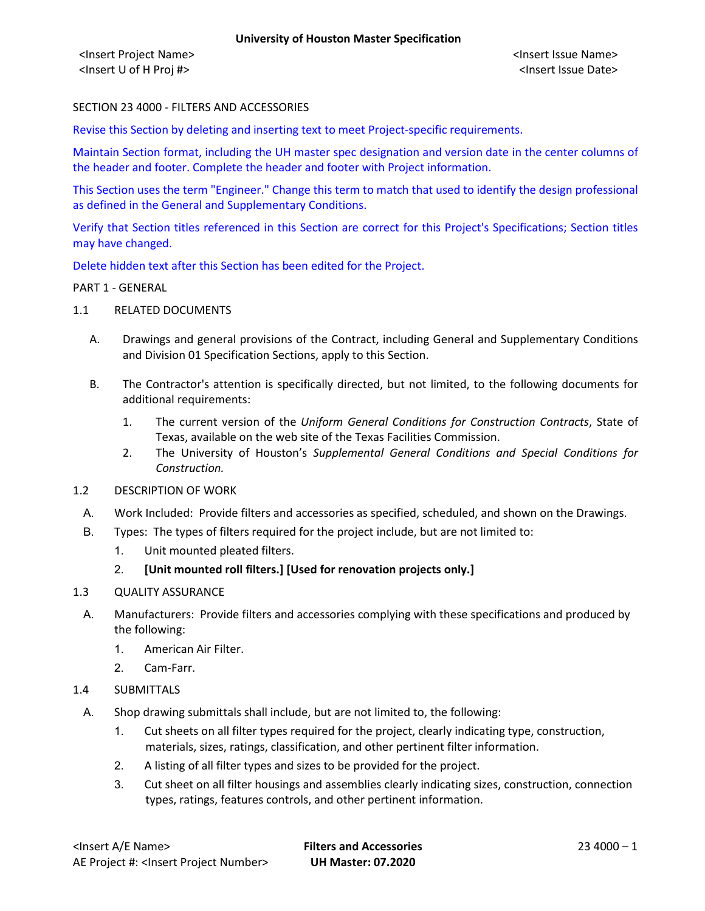SECTION 23 4000 - FILTERS AND ACCESSORIES

Revise this Section by deleting and inserting text to meet Project-specific requirements.

Maintain Section format, including the UH master spec designation and version date in the center columns of the header and footer. Complete the header and footer with Project information.

This Section uses the term "Engineer." Change this term to match that used to identify the design professional as defined in the General and Supplementary Conditions.

Verify that Section titles referenced in this Section are correct for this Project's Specifications; Section titles may have changed.

Delete hidden text after this Section has been edited for the Project.

PART 1 - GENERAL

1.1 RELATED DOCUMENTS

A. Drawings and general provisions of the Contract, including General and Supplementary Conditions and Division 01 Specification Sections, apply to this Section.

B. The Contractor's attention is specifically directed, but not limited, to the following documents for additional requirements:

1. The current version of the *Uniform General Conditions for Construction Contracts*, State of Texas, available on the web site of the Texas Facilities Commission.
2. The University of Houston's *Supplemental General Conditions and Special Conditions for Construction.*

1.2 DESCRIPTION OF WORK

A. Work Included: Provide filters and accessories as specified, scheduled, and shown on the Drawings.

B. Types: The types of filters required for the project include, but are not limited to:

1. Unit mounted pleated filters.
2. **[Unit mounted roll filters.] [Used for renovation projects only.]**

1.3 QUALITY ASSURANCE

A. Manufacturers: Provide filters and accessories complying with these specifications and produced by the following:

1. American Air Filter.
2. Cam-Farr.

1.4 SUBMITTALS

A. Shop drawing submittals shall include, but are not limited to, the following:

1. Cut sheets on all filter types required for the project, clearly indicating type, construction, materials, sizes, ratings, classification, and other pertinent filter information.
2. A listing of all filter types and sizes to be provided for the project.
3. Cut sheet on all filter housings and assemblies clearly indicating sizes, construction, connection types, ratings, features controls, and other pertinent information.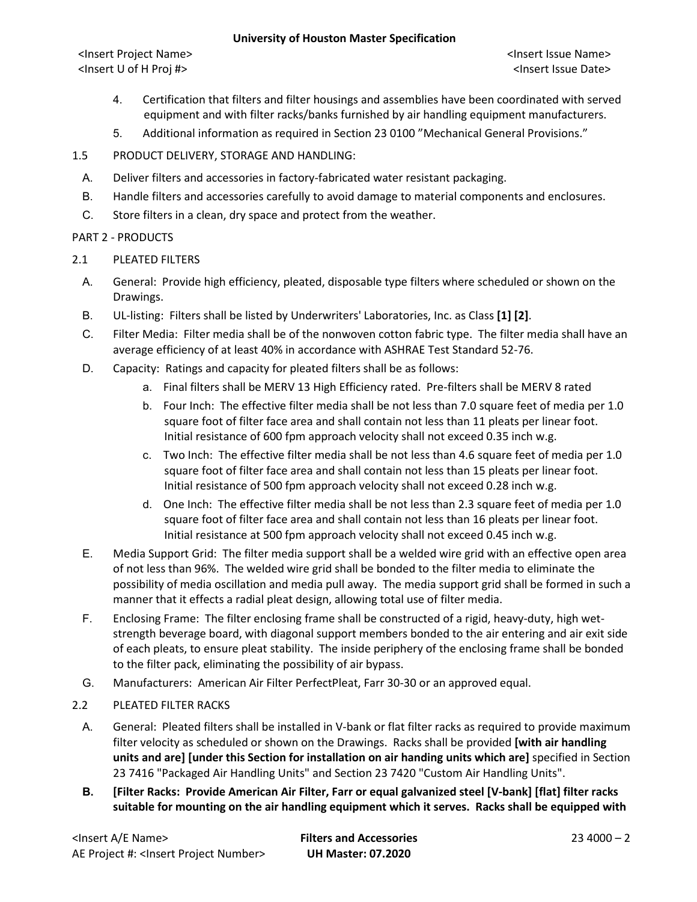4. Certification that filters and filter housings and assemblies have been coordinated with served equipment and with filter racks/banks furnished by air handling equipment manufacturers.
5. Additional information as required in Section 23 0100 "Mechanical General Provisions."

1.5 PRODUCT DELIVERY, STORAGE AND HANDLING:

A. Deliver filters and accessories in factory-fabricated water resistant packaging.
B. Handle filters and accessories carefully to avoid damage to material components and enclosures.
C. Store filters in a clean, dry space and protect from the weather.

PART 2 - PRODUCTS

2.1 PLEATED FILTERS

A. General: Provide high efficiency, pleated, disposable type filters where scheduled or shown on the Drawings.
B. UL-listing: Filters shall be listed by Underwriters' Laboratories, Inc. as Class **[1] [2]**.
C. Filter Media: Filter media shall be of the nonwoven cotton fabric type. The filter media shall have an average efficiency of at least 40% in accordance with ASHRAE Test Standard 52-76.
D. Capacity: Ratings and capacity for pleated filters shall be as follows:
   a. Final filters shall be MERV 13 High Efficiency rated. Pre-filters shall be MERV 8 rated
   b. Four Inch: The effective filter media shall be not less than 7.0 square feet of media per 1.0 square foot of filter face area and shall contain not less than 11 pleats per linear foot. Initial resistance of 600 fpm approach velocity shall not exceed 0.35 inch w.g.
   c. Two Inch: The effective filter media shall be not less than 4.6 square feet of media per 1.0 square foot of filter face area and shall contain not less than 15 pleats per linear foot. Initial resistance of 500 fpm approach velocity shall not exceed 0.28 inch w.g.
   d. One Inch: The effective filter media shall be not less than 2.3 square feet of media per 1.0 square foot of filter face area and shall contain not less than 16 pleats per linear foot. Initial resistance at 500 fpm approach velocity shall not exceed 0.45 inch w.g.
E. Media Support Grid: The filter media support shall be a welded wire grid with an effective open area of not less than 96%. The welded wire grid shall be bonded to the filter media to eliminate the possibility of media oscillation and media pull away. The media support grid shall be formed in such a manner that it effects a radial pleat design, allowing total use of filter media.
F. Enclosing Frame: The filter enclosing frame shall be constructed of a rigid, heavy-duty, high wet-strength beverage board, with diagonal support members bonded to the air entering and air exit side of each pleats, to ensure pleat stability. The inside periphery of the enclosing frame shall be bonded to the filter pack, eliminating the possibility of air bypass.
G. Manufacturers: American Air Filter PerfectPleat, Farr 30-30 or an approved equal.

2.2 PLEATED FILTER RACKS

A. General: Pleated filters shall be installed in V-bank or flat filter racks as required to provide maximum filter velocity as scheduled or shown on the Drawings. Racks shall be provided **[with air handling units and are] [under this Section for installation on air handing units which are]** specified in Section 23 7416 "Packaged Air Handling Units" and Section 23 7420 "Custom Air Handling Units".
**B. [Filter Racks: Provide American Air Filter, Farr or equal galvanized steel [V-bank] [flat] filter racks suitable for mounting on the air handling equipment which it serves. Racks shall be equipped with**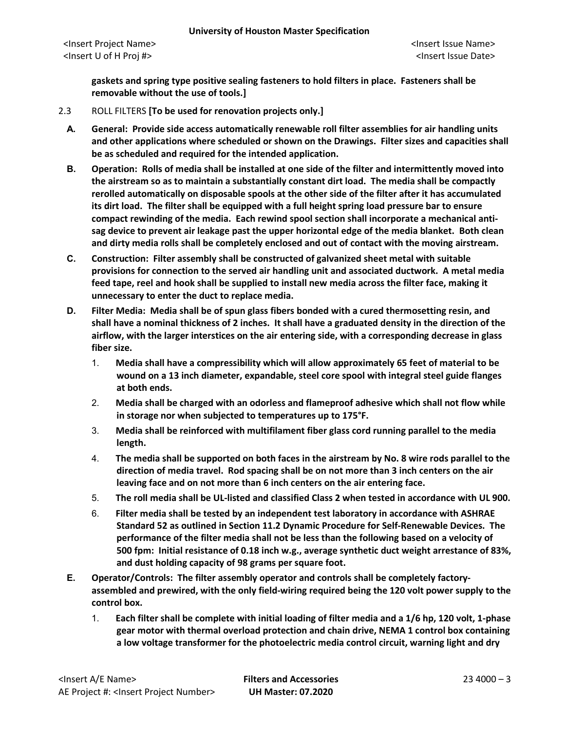**gaskets and spring type positive sealing fasteners to hold filters in place. Fasteners shall be removable without the use of tools.]**

2.3 ROLL FILTERS **[To be used for renovation projects only.]**

**A. General: Provide side access automatically renewable roll filter assemblies for air handling units and other applications where scheduled or shown on the Drawings. Filter sizes and capacities shall be as scheduled and required for the intended application.**

**B. Operation: Rolls of media shall be installed at one side of the filter and intermittently moved into the airstream so as to maintain a substantially constant dirt load. The media shall be compactly rerolled automatically on disposable spools at the other side of the filter after it has accumulated its dirt load. The filter shall be equipped with a full height spring load pressure bar to ensure compact rewinding of the media. Each rewind spool section shall incorporate a mechanical anti-sag device to prevent air leakage past the upper horizontal edge of the media blanket. Both clean and dirty media rolls shall be completely enclosed and out of contact with the moving airstream.**

**C. Construction: Filter assembly shall be constructed of galvanized sheet metal with suitable provisions for connection to the served air handling unit and associated ductwork. A metal media feed tape, reel and hook shall be supplied to install new media across the filter face, making it unnecessary to enter the duct to replace media.**

**D. Filter Media: Media shall be of spun glass fibers bonded with a cured thermosetting resin, and shall have a nominal thickness of 2 inches. It shall have a graduated density in the direction of the airflow, with the larger interstices on the air entering side, with a corresponding decrease in glass fiber size.**

1. **Media shall have a compressibility which will allow approximately 65 feet of material to be wound on a 13 inch diameter, expandable, steel core spool with integral steel guide flanges at both ends.**
2. **Media shall be charged with an odorless and flameproof adhesive which shall not flow while in storage nor when subjected to temperatures up to 175°F.**
3. **Media shall be reinforced with multifilament fiber glass cord running parallel to the media length.**
4. **The media shall be supported on both faces in the airstream by No. 8 wire rods parallel to the direction of media travel. Rod spacing shall be on not more than 3 inch centers on the air leaving face and on not more than 6 inch centers on the air entering face.**
5. **The roll media shall be UL-listed and classified Class 2 when tested in accordance with UL 900.**
6. **Filter media shall be tested by an independent test laboratory in accordance with ASHRAE Standard 52 as outlined in Section 11.2 Dynamic Procedure for Self-Renewable Devices. The performance of the filter media shall not be less than the following based on a velocity of 500 fpm: Initial resistance of 0.18 inch w.g., average synthetic duct weight arrestance of 83%, and dust holding capacity of 98 grams per square foot.**

**E. Operator/Controls: The filter assembly operator and controls shall be completely factory-assembled and prewired, with the only field-wiring required being the 120 volt power supply to the control box.**

1. **Each filter shall be complete with initial loading of filter media and a 1/6 hp, 120 volt, 1-phase gear motor with thermal overload protection and chain drive, NEMA 1 control box containing a low voltage transformer for the photoelectric media control circuit, warning light and dry**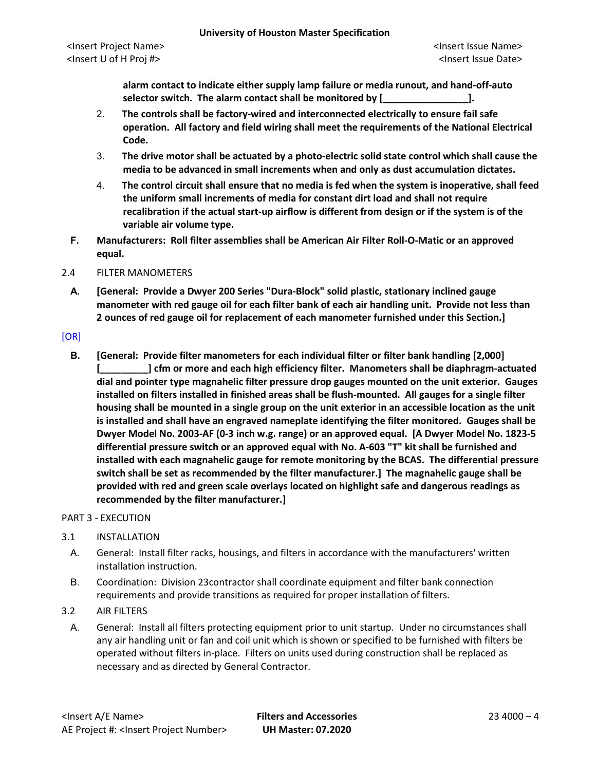**alarm contact to indicate either supply lamp failure or media runout, and hand-off-auto selector switch. The alarm contact shall be monitored by [________________].**

2. **The controls shall be factory-wired and interconnected electrically to ensure fail safe operation. All factory and field wiring shall meet the requirements of the National Electrical Code.**
3. **The drive motor shall be actuated by a photo-electric solid state control which shall cause the media to be advanced in small increments when and only as dust accumulation dictates.**
4. **The control circuit shall ensure that no media is fed when the system is inoperative, shall feed the uniform small increments of media for constant dirt load and shall not require recalibration if the actual start-up airflow is different from design or if the system is of the variable air volume type.**

F. **Manufacturers: Roll filter assemblies shall be American Air Filter Roll-O-Matic or an approved equal.**

2.4 FILTER MANOMETERS

A. **[General: Provide a Dwyer 200 Series "Dura-Block" solid plastic, stationary inclined gauge manometer with red gauge oil for each filter bank of each air handling unit. Provide not less than 2 ounces of red gauge oil for replacement of each manometer furnished under this Section.]**

[OR]

B. **[General: Provide filter manometers for each individual filter or filter bank handling [2,000] [_________] cfm or more and each high efficiency filter. Manometers shall be diaphragm-actuated dial and pointer type magnahelic filter pressure drop gauges mounted on the unit exterior. Gauges installed on filters installed in finished areas shall be flush-mounted. All gauges for a single filter housing shall be mounted in a single group on the unit exterior in an accessible location as the unit is installed and shall have an engraved nameplate identifying the filter monitored. Gauges shall be Dwyer Model No. 2003-AF (0-3 inch w.g. range) or an approved equal. [A Dwyer Model No. 1823-5 differential pressure switch or an approved equal with No. A-603 "T" kit shall be furnished and installed with each magnahelic gauge for remote monitoring by the BCAS. The differential pressure switch shall be set as recommended by the filter manufacturer.] The magnahelic gauge shall be provided with red and green scale overlays located on highlight safe and dangerous readings as recommended by the filter manufacturer.]**

PART 3 - EXECUTION

3.1 INSTALLATION

A. General: Install filter racks, housings, and filters in accordance with the manufacturers' written installation instruction.

B. Coordination: Division 23contractor shall coordinate equipment and filter bank connection requirements and provide transitions as required for proper installation of filters.

3.2 AIR FILTERS

A. General: Install all filters protecting equipment prior to unit startup. Under no circumstances shall any air handling unit or fan and coil unit which is shown or specified to be furnished with filters be operated without filters in-place. Filters on units used during construction shall be replaced as necessary and as directed by General Contractor.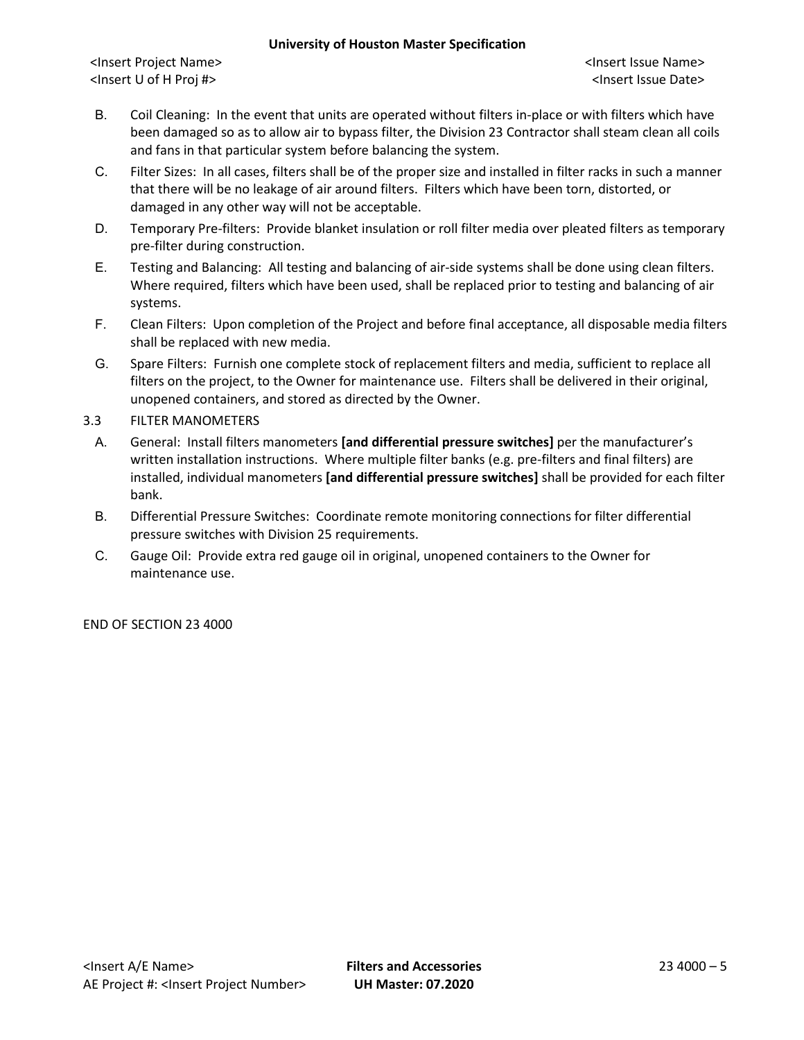B. Coil Cleaning: In the event that units are operated without filters in-place or with filters which have been damaged so as to allow air to bypass filter, the Division 23 Contractor shall steam clean all coils and fans in that particular system before balancing the system.

C. Filter Sizes: In all cases, filters shall be of the proper size and installed in filter racks in such a manner that there will be no leakage of air around filters. Filters which have been torn, distorted, or damaged in any other way will not be acceptable.

D. Temporary Pre-filters: Provide blanket insulation or roll filter media over pleated filters as temporary pre-filter during construction.

E. Testing and Balancing: All testing and balancing of air-side systems shall be done using clean filters. Where required, filters which have been used, shall be replaced prior to testing and balancing of air systems.

F. Clean Filters: Upon completion of the Project and before final acceptance, all disposable media filters shall be replaced with new media.

G. Spare Filters: Furnish one complete stock of replacement filters and media, sufficient to replace all filters on the project, to the Owner for maintenance use. Filters shall be delivered in their original, unopened containers, and stored as directed by the Owner.

3.3 FILTER MANOMETERS

A. General: Install filters manometers **[and differential pressure switches]** per the manufacturer's written installation instructions. Where multiple filter banks (e.g. pre-filters and final filters) are installed, individual manometers **[and differential pressure switches]** shall be provided for each filter bank.

B. Differential Pressure Switches: Coordinate remote monitoring connections for filter differential pressure switches with Division 25 requirements.

C. Gauge Oil: Provide extra red gauge oil in original, unopened containers to the Owner for maintenance use.

END OF SECTION 23 4000